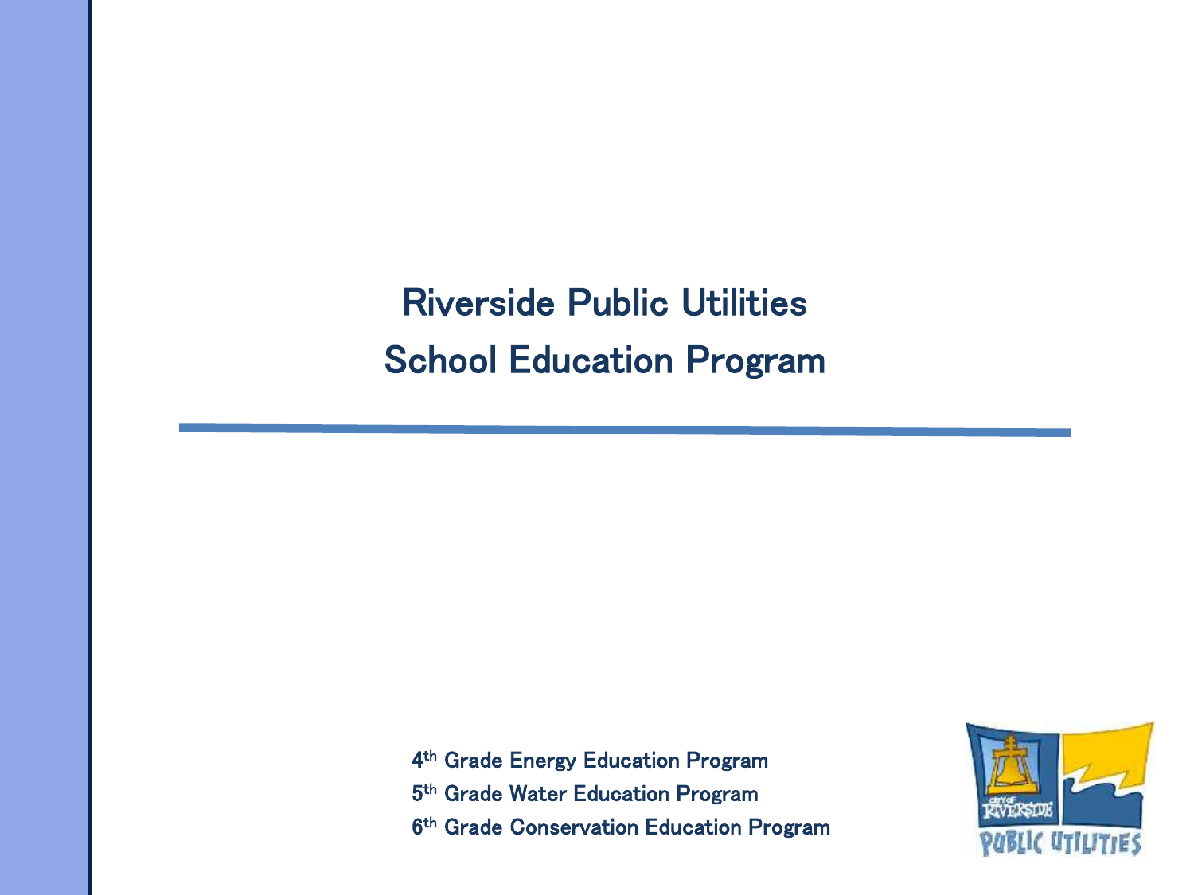# Riverside Public Utilities

# School Education Program

4th Grade Energy Education Program

5th Grade Water Education Program

6th Grade Conservation Education Program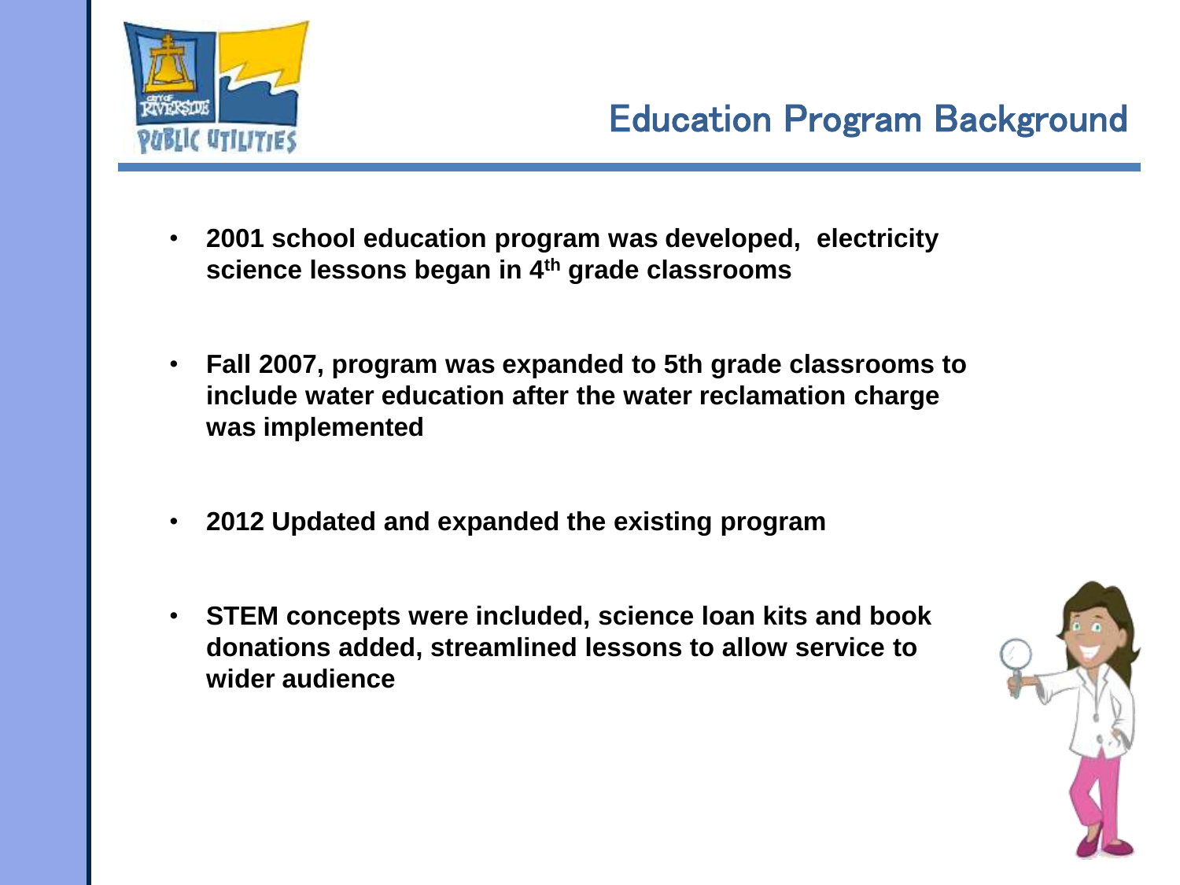# Education Program Background

- **2001 school education program was developed, electricity science lessons began in 4th grade classrooms**

- **Fall 2007, program was expanded to 5th grade classrooms to include water education after the water reclamation charge was implemented**

- **2012 Updated and expanded the existing program**

- **STEM concepts were included, science loan kits and book donations added, streamlined lessons to allow service to wider audience**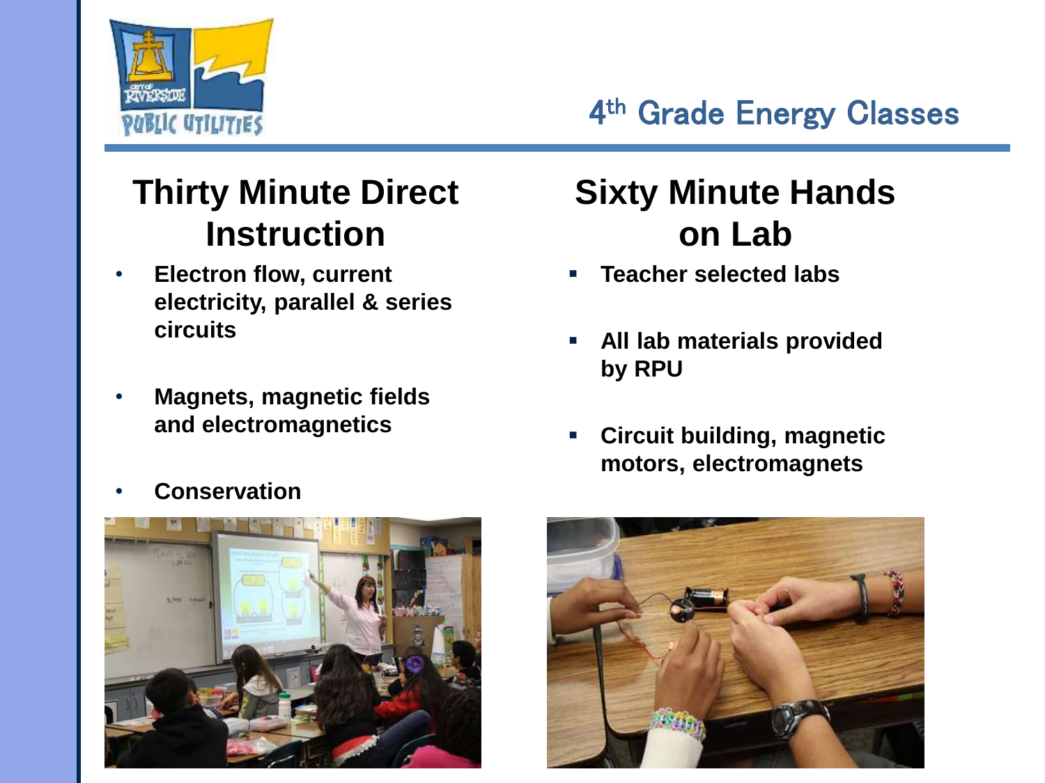# 4th Grade Energy Classes

## Thirty Minute Direct Instruction

- Electron flow, current electricity, parallel & series circuits
- Magnets, magnetic fields and electromagnetics
- Conservation

## Sixty Minute Hands on Lab

- Teacher selected labs
- All lab materials provided by RPU
- Circuit building, magnetic motors, electromagnets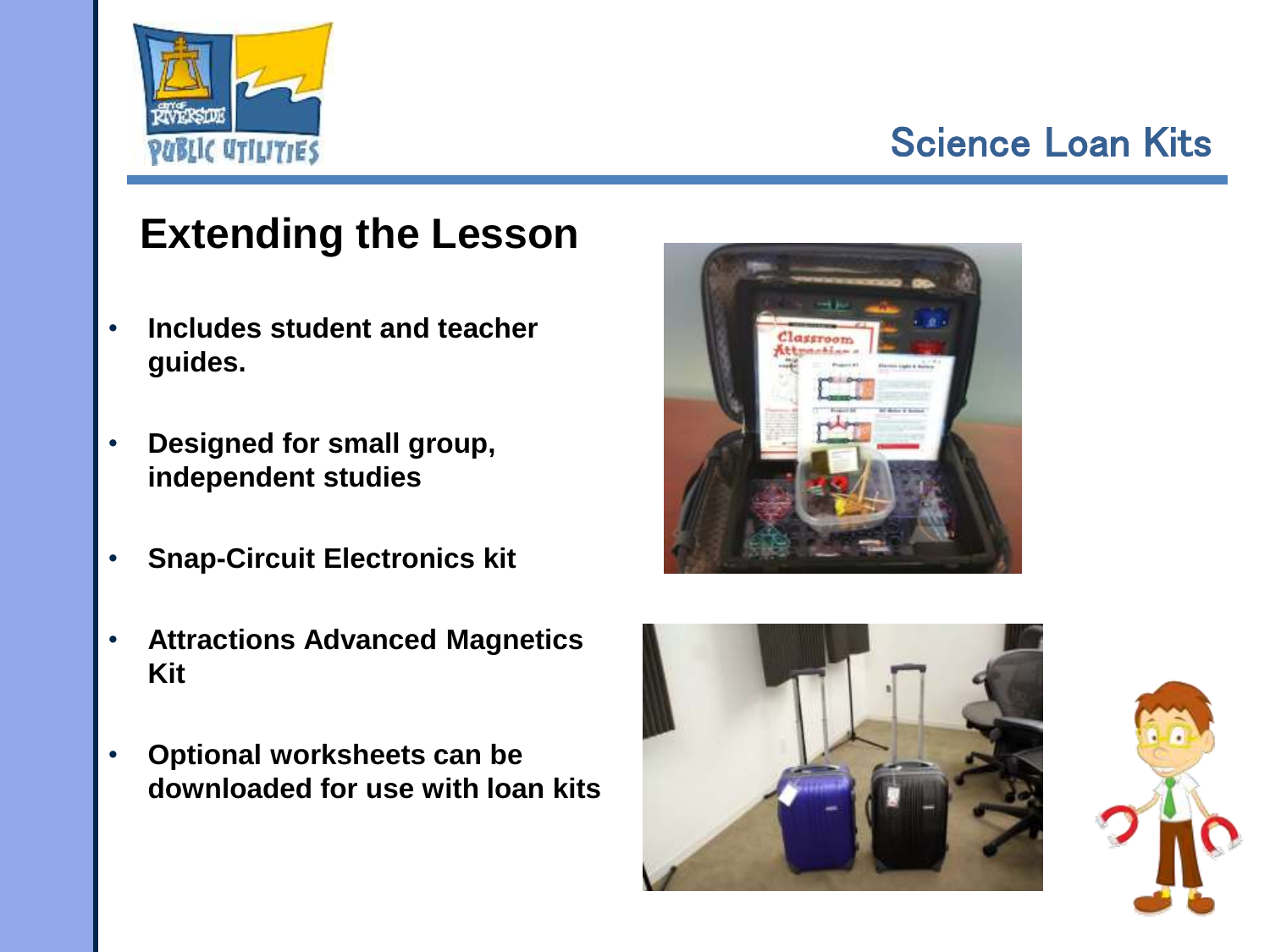## Science Loan Kits

# Extending the Lesson

- **Includes student and teacher guides.**
- **Designed for small group, independent studies**
- **Snap-Circuit Electronics kit**
- **Attractions Advanced Magnetics Kit**
- **Optional worksheets can be downloaded for use with loan kits**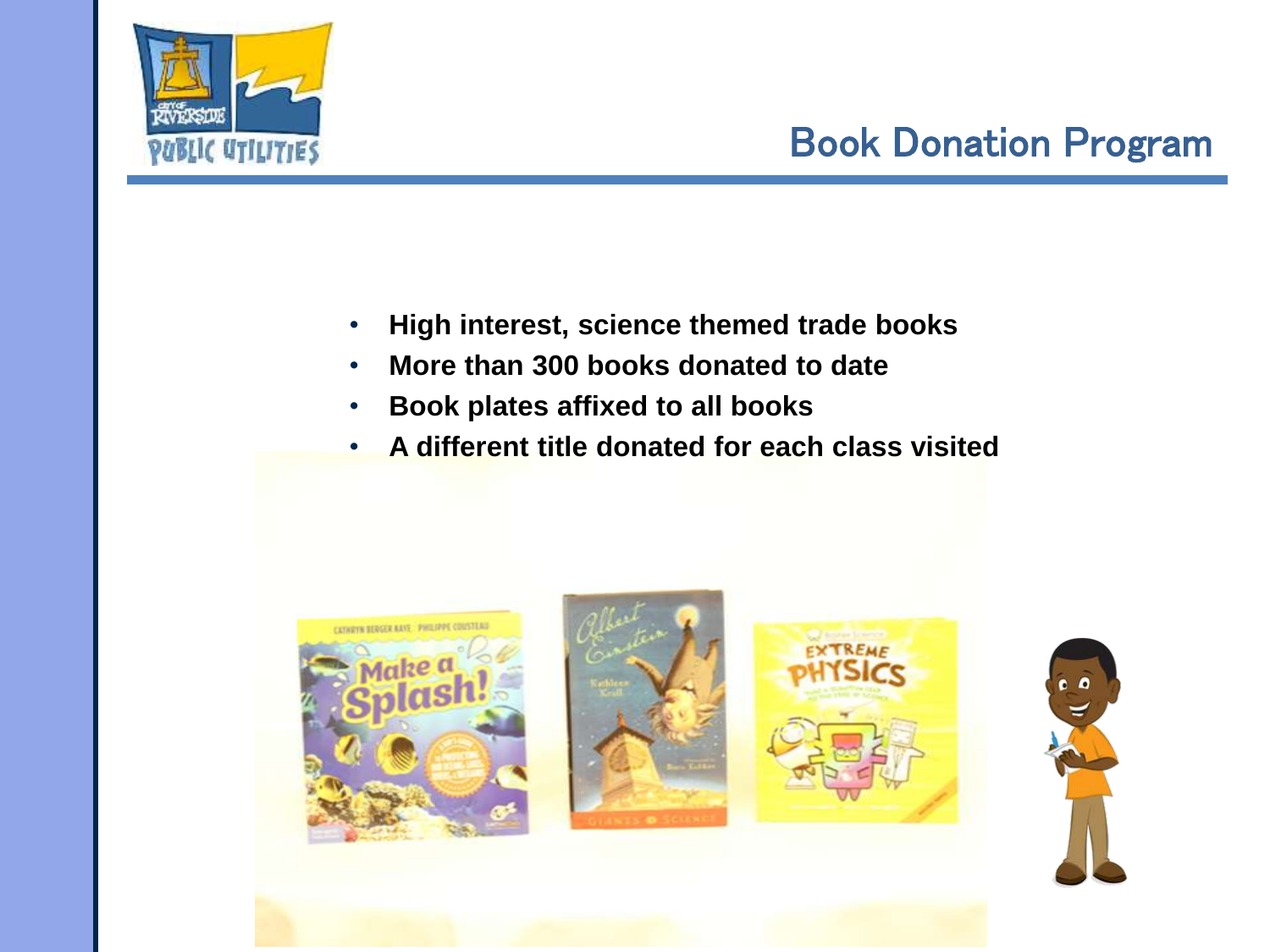# Book Donation Program

- **High interest, science themed trade books**
- **More than 300 books donated to date**
- **Book plates affixed to all books**
- **A different title donated for each class visited**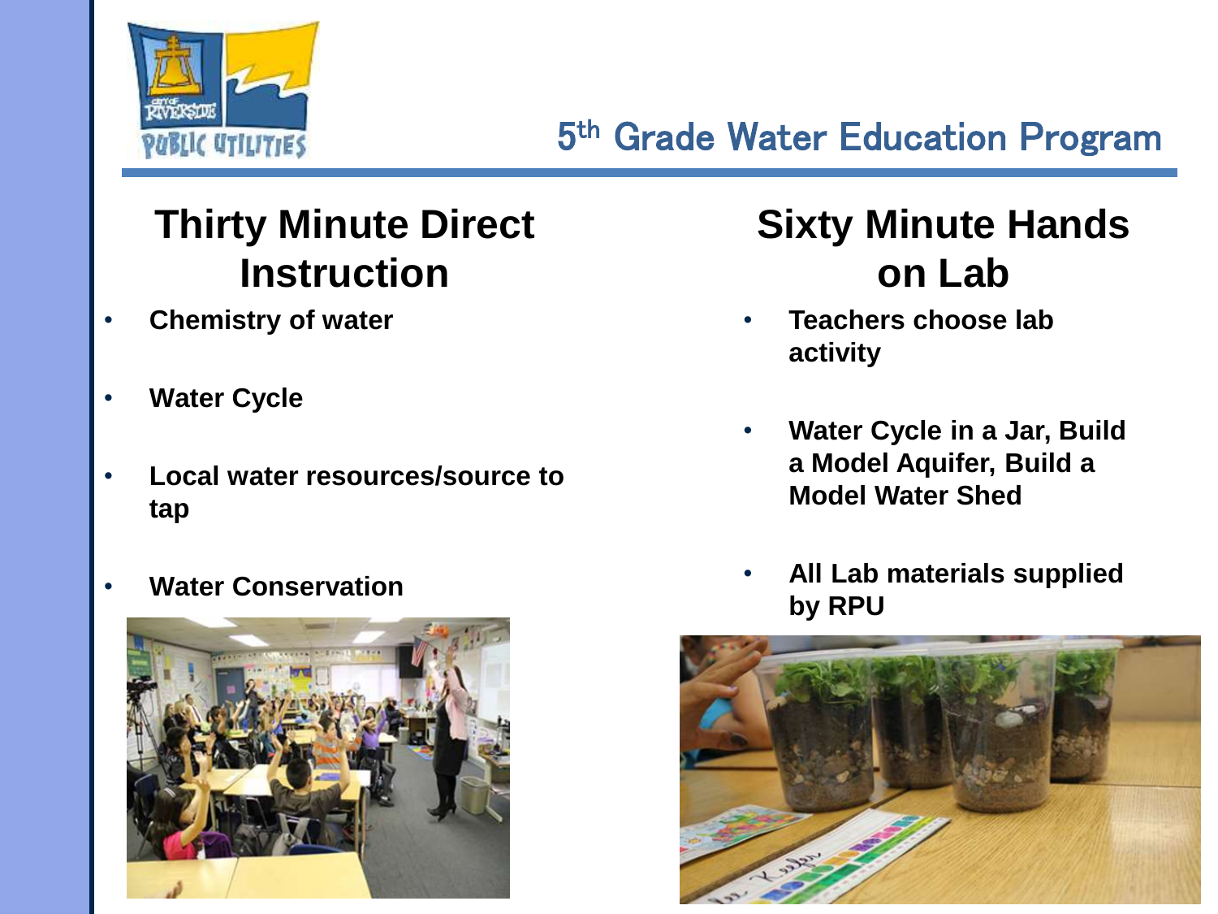# 5th Grade Water Education Program

## Thirty Minute Direct Instruction

- **Chemistry of water**
- **Water Cycle**
- **Local water resources/source to tap**
- **Water Conservation**

## Sixty Minute Hands on Lab

- **Teachers choose lab activity**
- **Water Cycle in a Jar, Build a Model Aquifer, Build a Model Water Shed**
- **All Lab materials supplied by RPU**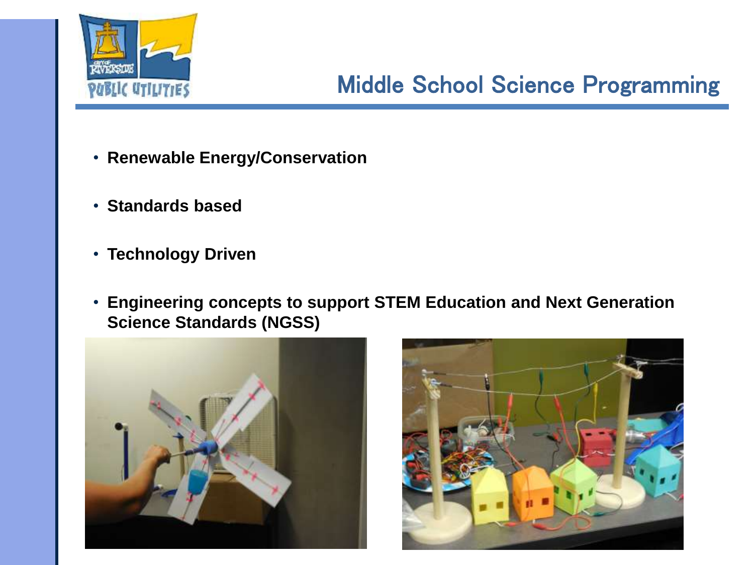# Middle School Science Programming

- **Renewable Energy/Conservation**
- **Standards based**
- **Technology Driven**
- **Engineering concepts to support STEM Education and Next Generation Science Standards (NGSS)**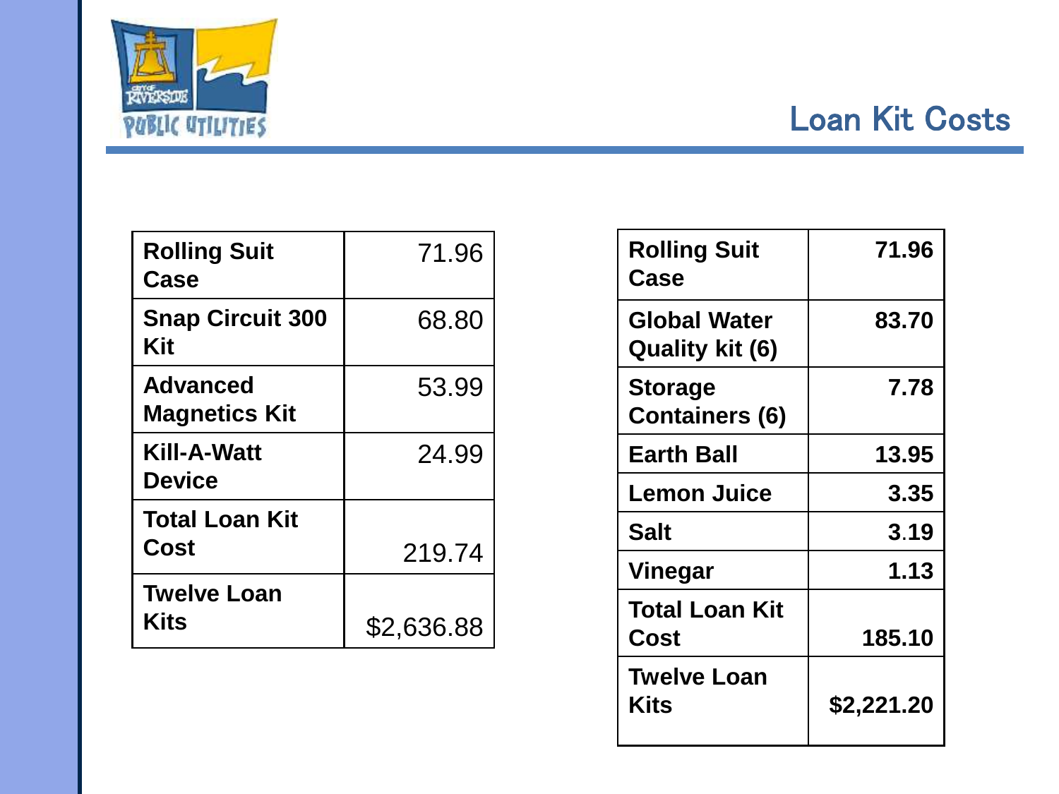## Loan Kit Costs

| Item | Cost |
|---|---|
| Rolling Suit Case | 71.96 |
| Snap Circuit 300 Kit | 68.80 |
| Advanced Magnetics Kit | 53.99 |
| Kill-A-Watt Device | 24.99 |
| Total Loan Kit Cost | 219.74 |
| Twelve Loan Kits | $2,636.88 |

| Item | Cost |
|---|---|
| **Rolling Suit Case** | **71.96** |
| **Global Water Quality kit (6)** | **83.70** |
| **Storage Containers (6)** | **7.78** |
| **Earth Ball** | **13.95** |
| **Lemon Juice** | **3.35** |
| **Salt** | **3.19** |
| **Vinegar** | **1.13** |
| **Total Loan Kit Cost** | **185.10** |
| **Twelve Loan Kits** | **$2,221.20** |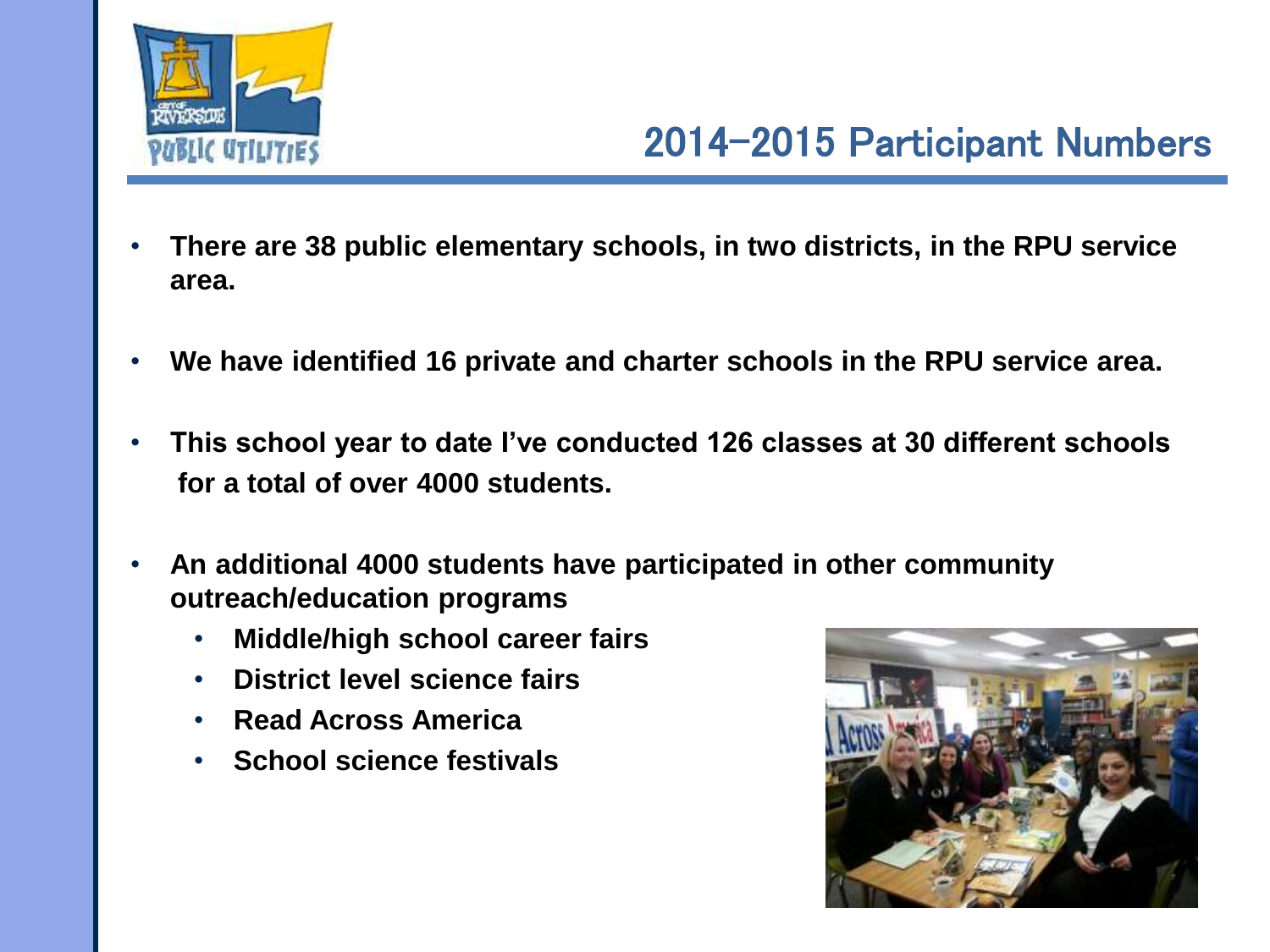## 2014–2015 Participant Numbers

- **There are 38 public elementary schools, in two districts, in the RPU service area.**
- **We have identified 16 private and charter schools in the RPU service area.**
- **This school year to date I've conducted 126 classes at 30 different schools for a total of over 4000 students.**
- **An additional 4000 students have participated in other community outreach/education programs**
  - **Middle/high school career fairs**
  - **District level science fairs**
  - **Read Across America**
  - **School science festivals**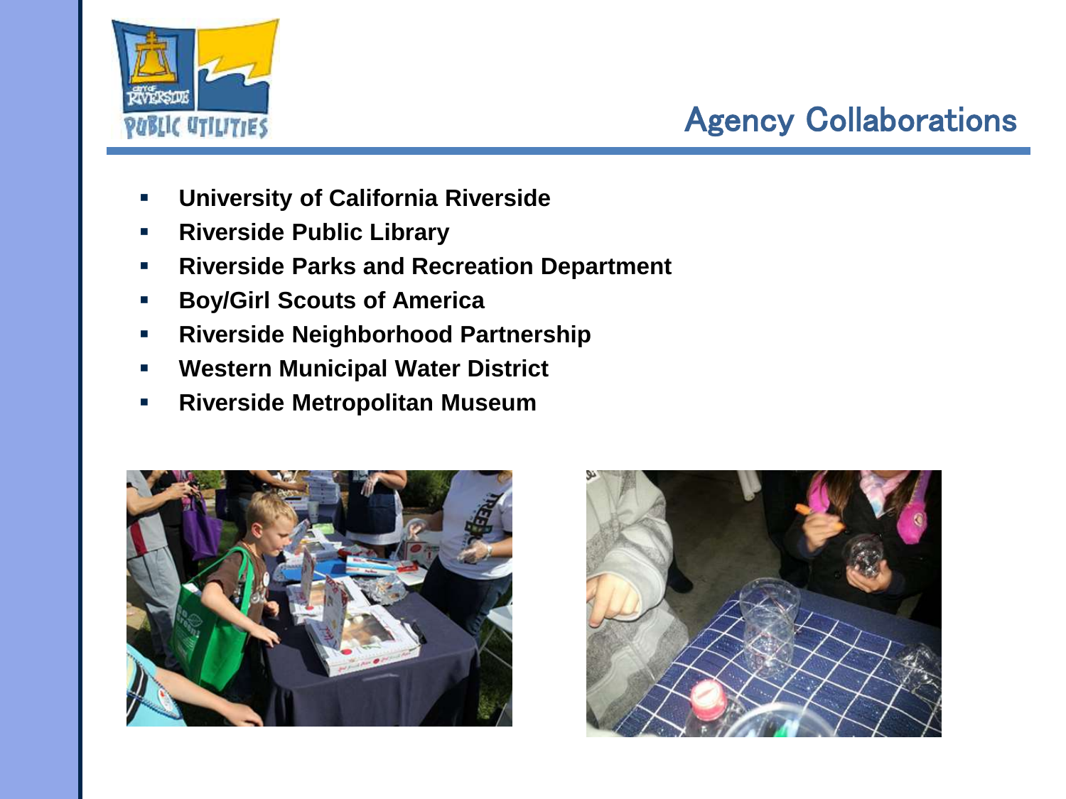# Agency Collaborations

- **University of California Riverside**
- **Riverside Public Library**
- **Riverside Parks and Recreation Department**
- **Boy/Girl Scouts of America**
- **Riverside Neighborhood Partnership**
- **Western Municipal Water District**
- **Riverside Metropolitan Museum**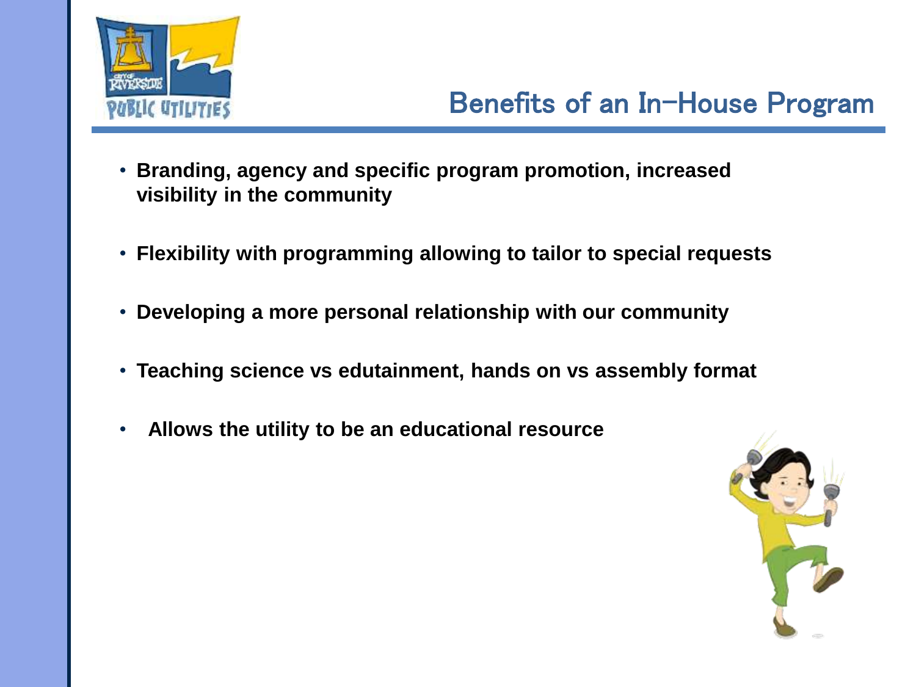# Benefits of an In-House Program

- **Branding, agency and specific program promotion, increased visibility in the community**
- **Flexibility with programming allowing to tailor to special requests**
- **Developing a more personal relationship with our community**
- **Teaching science vs edutainment, hands on vs assembly format**
- **Allows the utility to be an educational resource**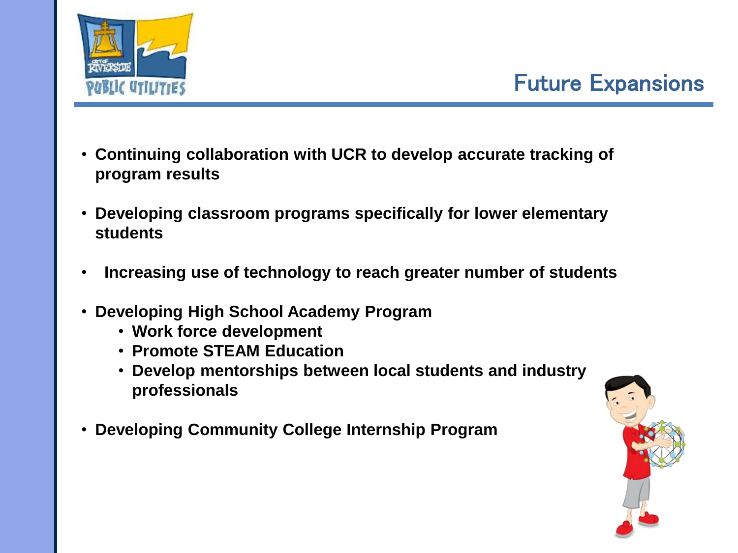# Future Expansions

- Continuing collaboration with UCR to develop accurate tracking of program results
- Developing classroom programs specifically for lower elementary students
- Increasing use of technology to reach greater number of students
- Developing High School Academy Program
  - Work force development
  - Promote STEAM Education
  - Develop mentorships between local students and industry professionals
- Developing Community College Internship Program